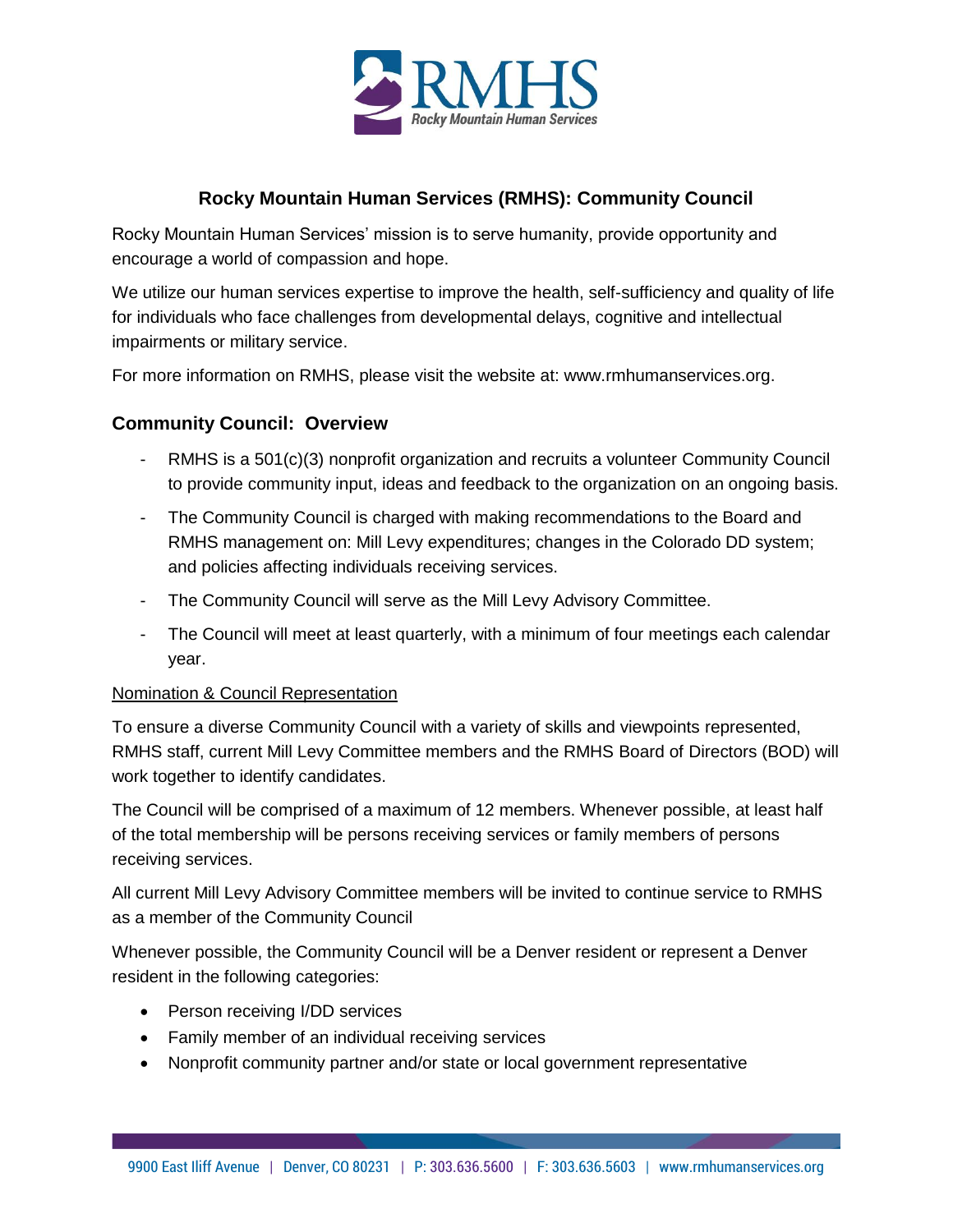# Rocky Mountain Human Services (RMHS): Community Council

Rocky Mountain Human Services' mission is to serve humanity, provide opportunity and encourage a world of compassion and hope.

We utilize our human services expertise to improve the health, self-sufficiency and quality of life for individuals who face challenges from developmental delays, cognitive and intellectual impairments or military service.

For more information on RMHS, please visit the website at: www.rmhumanservices.org.

## Community Council: Overview

- RMHS is a 501(c)(3) nonprofit organization and recruits a volunteer Community Council to provide community input, ideas and feedback to the organization on an ongoing basis.
- The Community Council is charged with making recommendations to the Board and RMHS management on: Mill Levy expenditures; changes in the Colorado DD system; and policies affecting individuals receiving services.
- The Community Council will serve as the Mill Levy Advisory Committee.
- The Council will meet at least quarterly, with a minimum of four meetings each calendar year.

### Nomination & Council Representation

To ensure a diverse Community Council with a variety of skills and viewpoints represented, RMHS staff, current Mill Levy Committee members and the RMHS Board of Directors (BOD) will work together to identify candidates.

The Council will be comprised of a maximum of 12 members. Whenever possible, at least half of the total membership will be persons receiving services or family members of persons receiving services.

All current Mill Levy Advisory Committee members will be invited to continue service to RMHS as a member of the Community Council

Whenever possible, the Community Council will be a Denver resident or represent a Denver resident in the following categories:

- Person receiving I/DD services
- Family member of an individual receiving services
- Nonprofit community partner and/or state or local government representative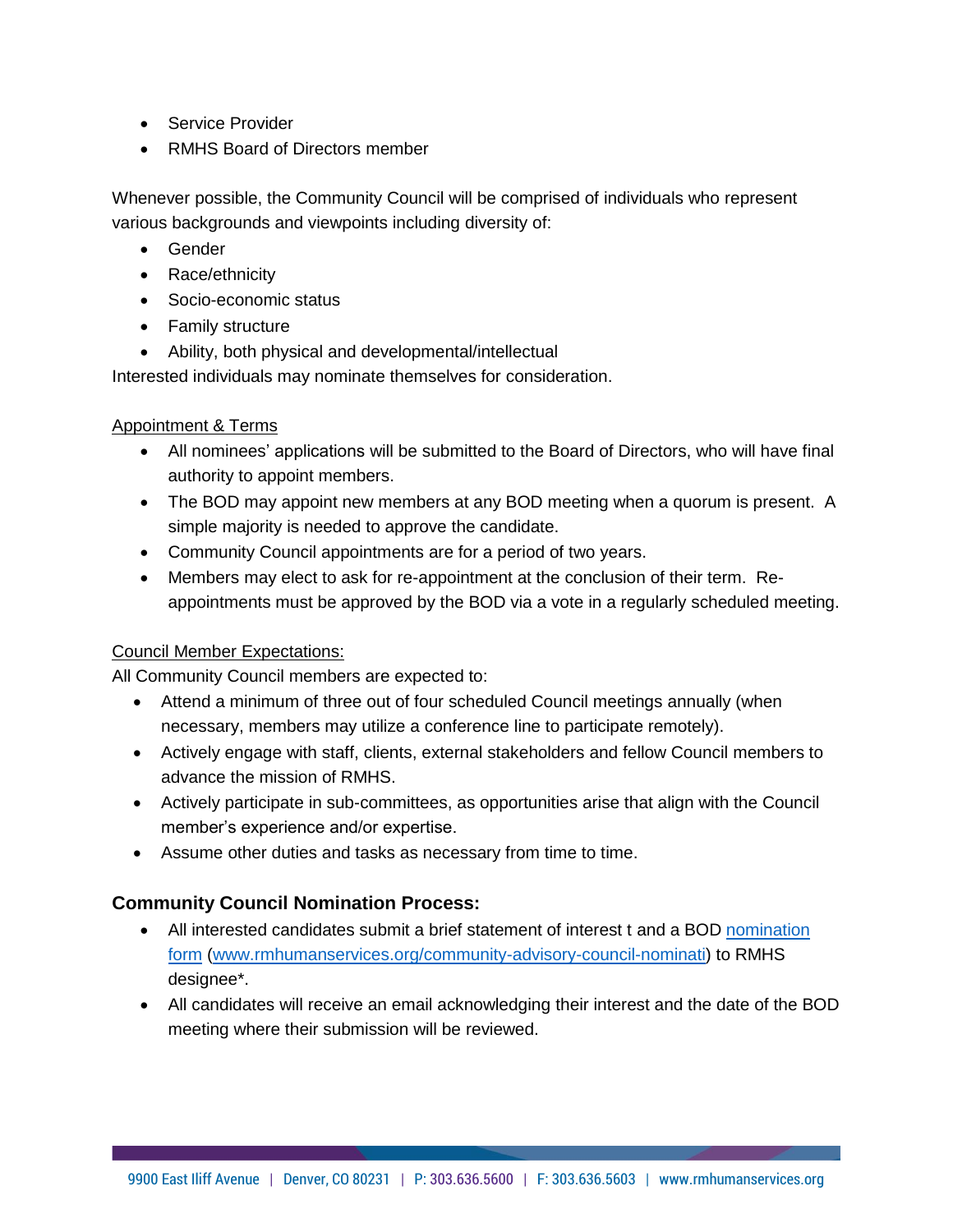- Service Provider
- RMHS Board of Directors member

Whenever possible, the Community Council will be comprised of individuals who represent various backgrounds and viewpoints including diversity of:

- Gender
- Race/ethnicity
- Socio-economic status
- Family structure
- Ability, both physical and developmental/intellectual

Interested individuals may nominate themselves for consideration.

Appointment & Terms

- All nominees' applications will be submitted to the Board of Directors, who will have final authority to appoint members.
- The BOD may appoint new members at any BOD meeting when a quorum is present. A simple majority is needed to approve the candidate.
- Community Council appointments are for a period of two years.
- Members may elect to ask for re-appointment at the conclusion of their term. Re-appointments must be approved by the BOD via a vote in a regularly scheduled meeting.

Council Member Expectations:

All Community Council members are expected to:

- Attend a minimum of three out of four scheduled Council meetings annually (when necessary, members may utilize a conference line to participate remotely).
- Actively engage with staff, clients, external stakeholders and fellow Council members to advance the mission of RMHS.
- Actively participate in sub-committees, as opportunities arise that align with the Council member's experience and/or expertise.
- Assume other duties and tasks as necessary from time to time.

### Community Council Nomination Process:

- All interested candidates submit a brief statement of interest t and a BOD [nomination form](www.rmhumanservices.org/community-advisory-council-nominati) (www.rmhumanservices.org/community-advisory-council-nominati) to RMHS designee*.
- All candidates will receive an email acknowledging their interest and the date of the BOD meeting where their submission will be reviewed.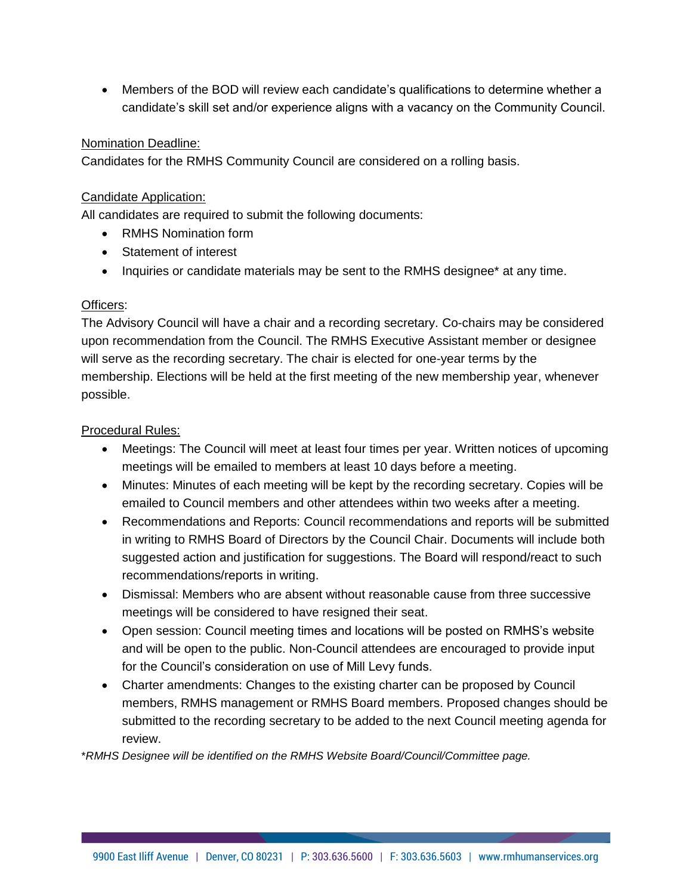- Members of the BOD will review each candidate's qualifications to determine whether a candidate's skill set and/or experience aligns with a vacancy on the Community Council.

Nomination Deadline:
Candidates for the RMHS Community Council are considered on a rolling basis.

Candidate Application:
All candidates are required to submit the following documents:

- RMHS Nomination form
- Statement of interest
- Inquiries or candidate materials may be sent to the RMHS designee* at any time.

Officers:
The Advisory Council will have a chair and a recording secretary. Co-chairs may be considered upon recommendation from the Council. The RMHS Executive Assistant member or designee will serve as the recording secretary. The chair is elected for one-year terms by the membership. Elections will be held at the first meeting of the new membership year, whenever possible.

Procedural Rules:

- Meetings: The Council will meet at least four times per year. Written notices of upcoming meetings will be emailed to members at least 10 days before a meeting.
- Minutes: Minutes of each meeting will be kept by the recording secretary. Copies will be emailed to Council members and other attendees within two weeks after a meeting.
- Recommendations and Reports: Council recommendations and reports will be submitted in writing to RMHS Board of Directors by the Council Chair. Documents will include both suggested action and justification for suggestions. The Board will respond/react to such recommendations/reports in writing.
- Dismissal: Members who are absent without reasonable cause from three successive meetings will be considered to have resigned their seat.
- Open session: Council meeting times and locations will be posted on RMHS's website and will be open to the public. Non-Council attendees are encouraged to provide input for the Council's consideration on use of Mill Levy funds.
- Charter amendments: Changes to the existing charter can be proposed by Council members, RMHS management or RMHS Board members. Proposed changes should be submitted to the recording secretary to be added to the next Council meeting agenda for review.

**RMHS Designee will be identified on the RMHS Website Board/Council/Committee page.*